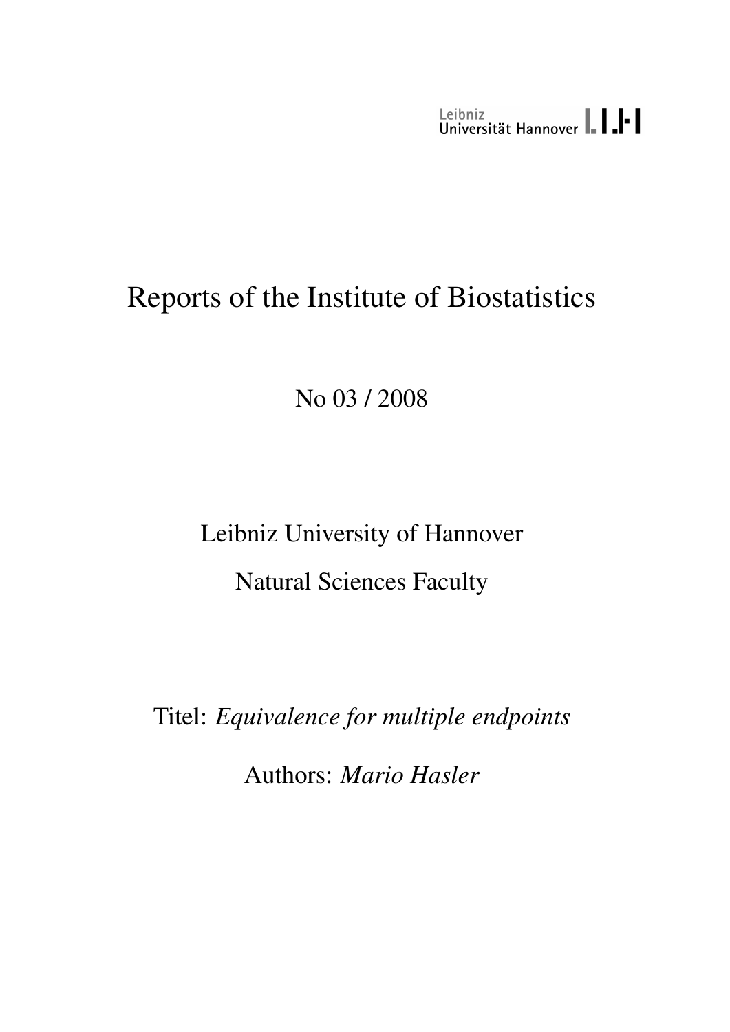Leibniz Universität Hannover

# Reports of the Institute of Biostatistics

No 03 / 2008

Leibniz University of Hannover

Natural Sciences Faculty

Titel: *Equivalence for multiple endpoints*

Authors: *Mario Hasler*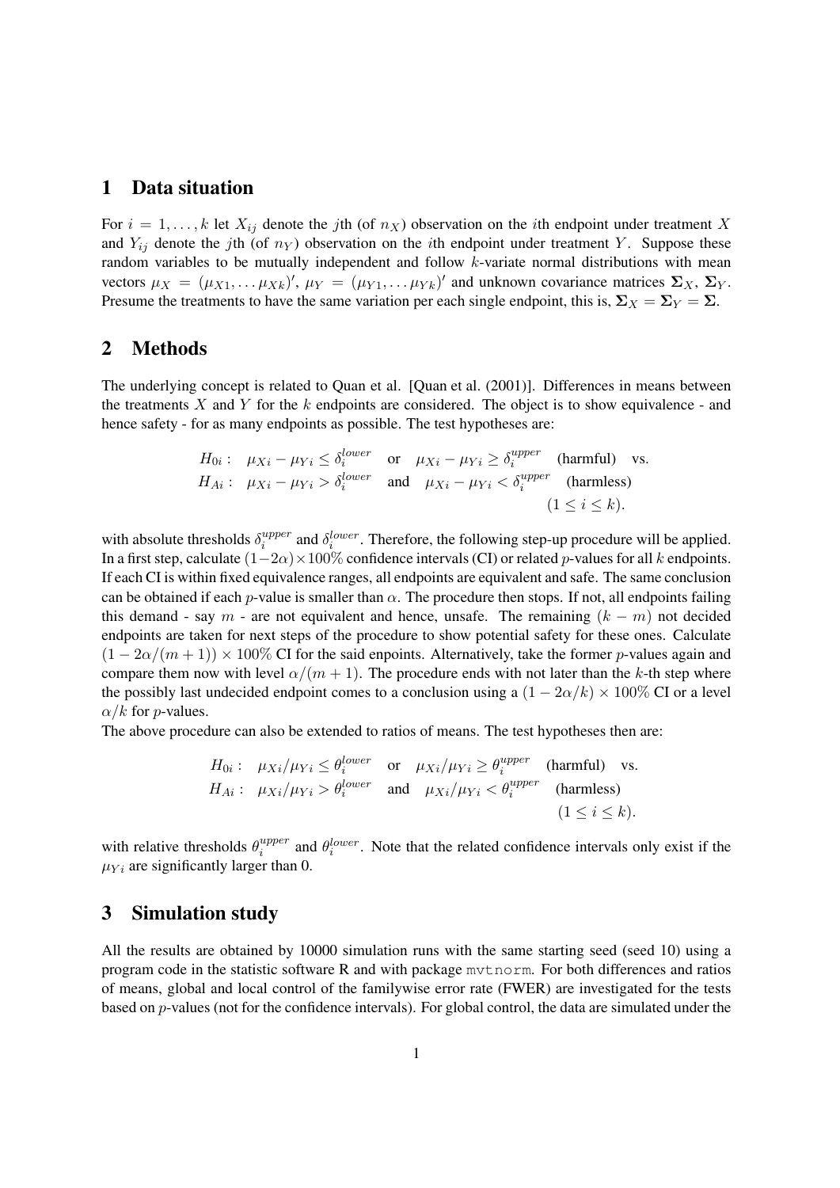## 1 Data situation

For $i = 1, \ldots, k$ let $X_{ij}$ denote the $j$th (of $n_X$) observation on the $i$th endpoint under treatment $X$ and $Y_{ij}$ denote the $j$th (of $n_Y$) observation on the $i$th endpoint under treatment $Y$. Suppose these random variables to be mutually independent and follow $k$-variate normal distributions with mean vectors $\mu_X = (\mu_{X1}, \ldots \mu_{Xk})'$, $\mu_Y = (\mu_{Y1}, \ldots \mu_{Yk})'$ and unknown covariance matrices $\mathbf{\Sigma}_X$, $\mathbf{\Sigma}_Y$. Presume the treatments to have the same variation per each single endpoint, this is, $\mathbf{\Sigma}_X = \mathbf{\Sigma}_Y = \mathbf{\Sigma}$.

## 2 Methods

The underlying concept is related to Quan et al. [Quan et al. (2001)]. Differences in means between the treatments $X$ and $Y$ for the $k$ endpoints are considered. The object is to show equivalence - and hence safety - for as many endpoints as possible. The test hypotheses are:

$$
\begin{aligned}
H_{0i}: &\quad \mu_{Xi} - \mu_{Yi} \leq \delta_i^{lower} \quad \text{or} \quad \mu_{Xi} - \mu_{Yi} \geq \delta_i^{upper} \quad \text{(harmful)} \quad \text{vs.} \\
H_{Ai}: &\quad \mu_{Xi} - \mu_{Yi} > \delta_i^{lower} \quad \text{and} \quad \mu_{Xi} - \mu_{Yi} < \delta_i^{upper} \quad \text{(harmless)} \\
&\qquad\qquad\qquad\qquad\qquad\qquad\qquad\qquad (1 \leq i \leq k).
\end{aligned}
$$

with absolute thresholds $\delta_i^{upper}$ and $\delta_i^{lower}$. Therefore, the following step-up procedure will be applied. In a first step, calculate $(1-2\alpha) \times 100\%$ confidence intervals (CI) or related $p$-values for all $k$ endpoints. If each CI is within fixed equivalence ranges, all endpoints are equivalent and safe. The same conclusion can be obtained if each $p$-value is smaller than $\alpha$. The procedure then stops. If not, all endpoints failing this demand - say $m$ - are not equivalent and hence, unsafe. The remaining $(k - m)$ not decided endpoints are taken for next steps of the procedure to show potential safety for these ones. Calculate $(1 - 2\alpha/(m + 1)) \times 100\%$ CI for the said enpoints. Alternatively, take the former $p$-values again and compare them now with level $\alpha/(m + 1)$. The procedure ends with not later than the $k$-th step where the possibly last undecided endpoint comes to a conclusion using a $(1 - 2\alpha/k) \times 100\%$ CI or a level $\alpha/k$ for $p$-values.

The above procedure can also be extended to ratios of means. The test hypotheses then are:

$$
\begin{aligned}
H_{0i}: &\quad \mu_{Xi}/\mu_{Yi} \leq \theta_i^{lower} \quad \text{or} \quad \mu_{Xi}/\mu_{Yi} \geq \theta_i^{upper} \quad \text{(harmful)} \quad \text{vs.} \\
H_{Ai}: &\quad \mu_{Xi}/\mu_{Yi} > \theta_i^{lower} \quad \text{and} \quad \mu_{Xi}/\mu_{Yi} < \theta_i^{upper} \quad \text{(harmless)} \\
&\qquad\qquad\qquad\qquad\qquad\qquad\qquad\qquad (1 \leq i \leq k).
\end{aligned}
$$

with relative thresholds $\theta_i^{upper}$ and $\theta_i^{lower}$. Note that the related confidence intervals only exist if the $\mu_{Yi}$ are significantly larger than 0.

## 3 Simulation study

All the results are obtained by 10000 simulation runs with the same starting seed (seed 10) using a program code in the statistic software R and with package `mvtnorm`. For both differences and ratios of means, global and local control of the familywise error rate (FWER) are investigated for the tests based on $p$-values (not for the confidence intervals). For global control, the data are simulated under the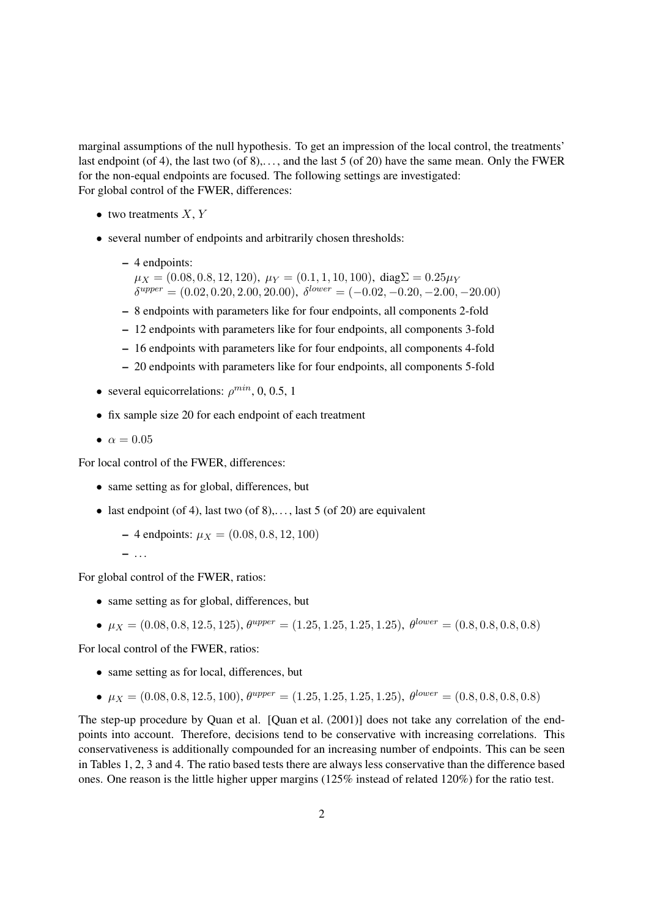marginal assumptions of the null hypothesis. To get an impression of the local control, the treatments' last endpoint (of 4), the last two (of 8),. . . , and the last 5 (of 20) have the same mean. Only the FWER for the non-equal endpoints are focused. The following settings are investigated:
For global control of the FWER, differences:

- two treatments $X, Y$
- several number of endpoints and arbitrarily chosen thresholds:
  - 4 endpoints:
    $\mu_X = (0.08, 0.8, 12, 120),\ \mu_Y = (0.1, 1, 10, 100),\ \text{diag}\Sigma = 0.25\mu_Y$
    $\delta^{upper} = (0.02, 0.20, 2.00, 20.00),\ \delta^{lower} = (-0.02, -0.20, -2.00, -20.00)$
  - 8 endpoints with parameters like for four endpoints, all components 2-fold
  - 12 endpoints with parameters like for four endpoints, all components 3-fold
  - 16 endpoints with parameters like for four endpoints, all components 4-fold
  - 20 endpoints with parameters like for four endpoints, all components 5-fold
- several equicorrelations: $\rho^{min}$, 0, 0.5, 1
- fix sample size 20 for each endpoint of each treatment
- $\alpha = 0.05$

For local control of the FWER, differences:

- same setting as for global, differences, but
- last endpoint (of 4), last two (of 8),. . . , last 5 (of 20) are equivalent
  - 4 endpoints: $\mu_X = (0.08, 0.8, 12, 100)$
  - . . .

For global control of the FWER, ratios:

- same setting as for global, differences, but
- $\mu_X = (0.08, 0.8, 12.5, 125),\ \theta^{upper} = (1.25, 1.25, 1.25, 1.25),\ \theta^{lower} = (0.8, 0.8, 0.8, 0.8)$

For local control of the FWER, ratios:

- same setting as for local, differences, but
- $\mu_X = (0.08, 0.8, 12.5, 100),\ \theta^{upper} = (1.25, 1.25, 1.25, 1.25),\ \theta^{lower} = (0.8, 0.8, 0.8, 0.8)$

The step-up procedure by Quan et al. [Quan et al. (2001)] does not take any correlation of the endpoints into account. Therefore, decisions tend to be conservative with increasing correlations. This conservativeness is additionally compounded for an increasing number of endpoints. This can be seen in Tables 1, 2, 3 and 4. The ratio based tests there are always less conservative than the difference based ones. One reason is the little higher upper margins (125% instead of related 120%) for the ratio test.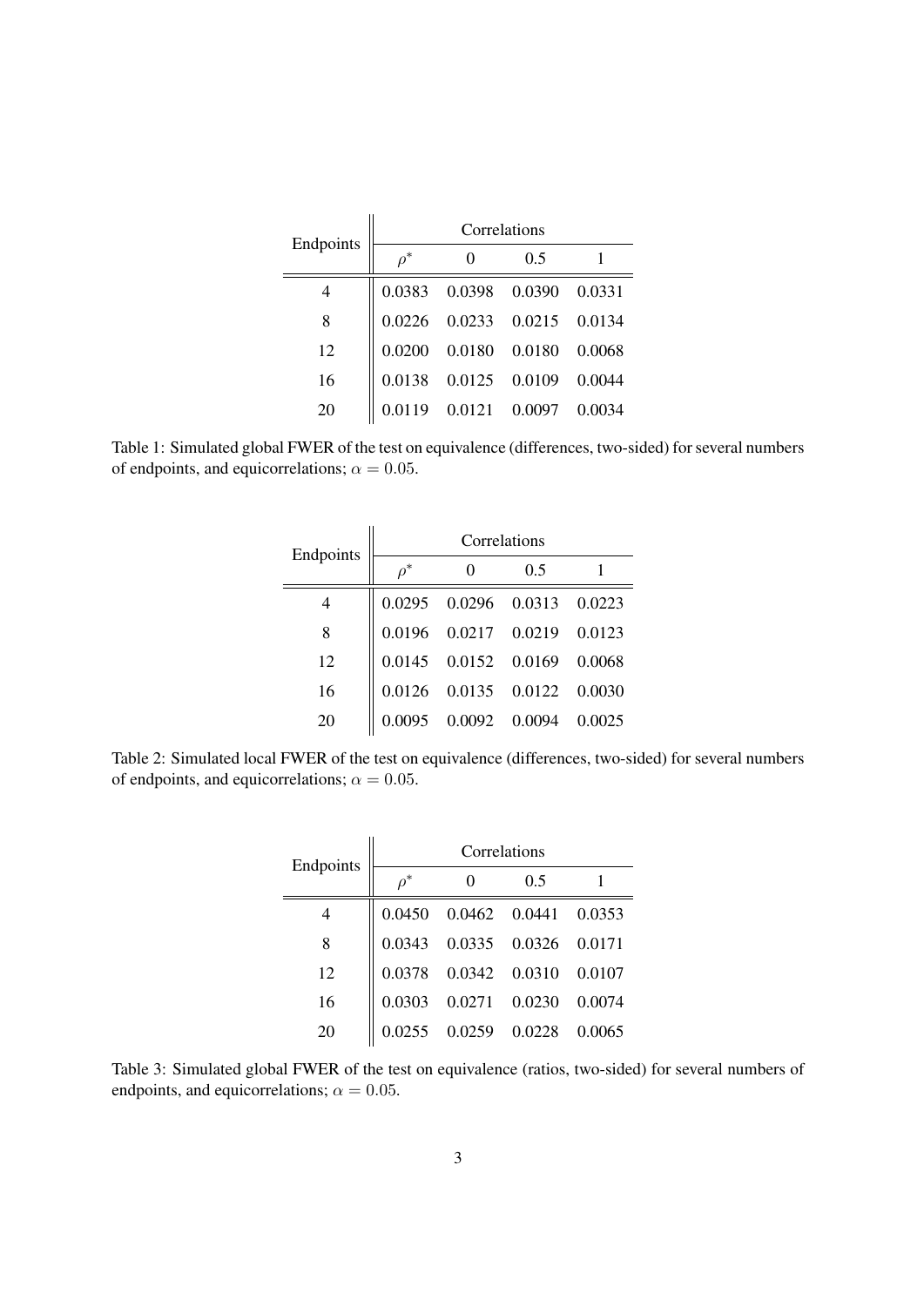| Endpoints | Correlations | | | |
|---|---|---|---|---|
| | $\rho^*$ | 0 | 0.5 | 1 |
| 4 | 0.0383 | 0.0398 | 0.0390 | 0.0331 |
| 8 | 0.0226 | 0.0233 | 0.0215 | 0.0134 |
| 12 | 0.0200 | 0.0180 | 0.0180 | 0.0068 |
| 16 | 0.0138 | 0.0125 | 0.0109 | 0.0044 |
| 20 | 0.0119 | 0.0121 | 0.0097 | 0.0034 |

Table 1: Simulated global FWER of the test on equivalence (differences, two-sided) for several numbers of endpoints, and equicorrelations; $\alpha = 0.05$.

| Endpoints | Correlations | | | |
|---|---|---|---|---|
| | $\rho^*$ | 0 | 0.5 | 1 |
| 4 | 0.0295 | 0.0296 | 0.0313 | 0.0223 |
| 8 | 0.0196 | 0.0217 | 0.0219 | 0.0123 |
| 12 | 0.0145 | 0.0152 | 0.0169 | 0.0068 |
| 16 | 0.0126 | 0.0135 | 0.0122 | 0.0030 |
| 20 | 0.0095 | 0.0092 | 0.0094 | 0.0025 |

Table 2: Simulated local FWER of the test on equivalence (differences, two-sided) for several numbers of endpoints, and equicorrelations; $\alpha = 0.05$.

| Endpoints | Correlations | | | |
|---|---|---|---|---|
| | $\rho^*$ | 0 | 0.5 | 1 |
| 4 | 0.0450 | 0.0462 | 0.0441 | 0.0353 |
| 8 | 0.0343 | 0.0335 | 0.0326 | 0.0171 |
| 12 | 0.0378 | 0.0342 | 0.0310 | 0.0107 |
| 16 | 0.0303 | 0.0271 | 0.0230 | 0.0074 |
| 20 | 0.0255 | 0.0259 | 0.0228 | 0.0065 |

Table 3: Simulated global FWER of the test on equivalence (ratios, two-sided) for several numbers of endpoints, and equicorrelations; $\alpha = 0.05$.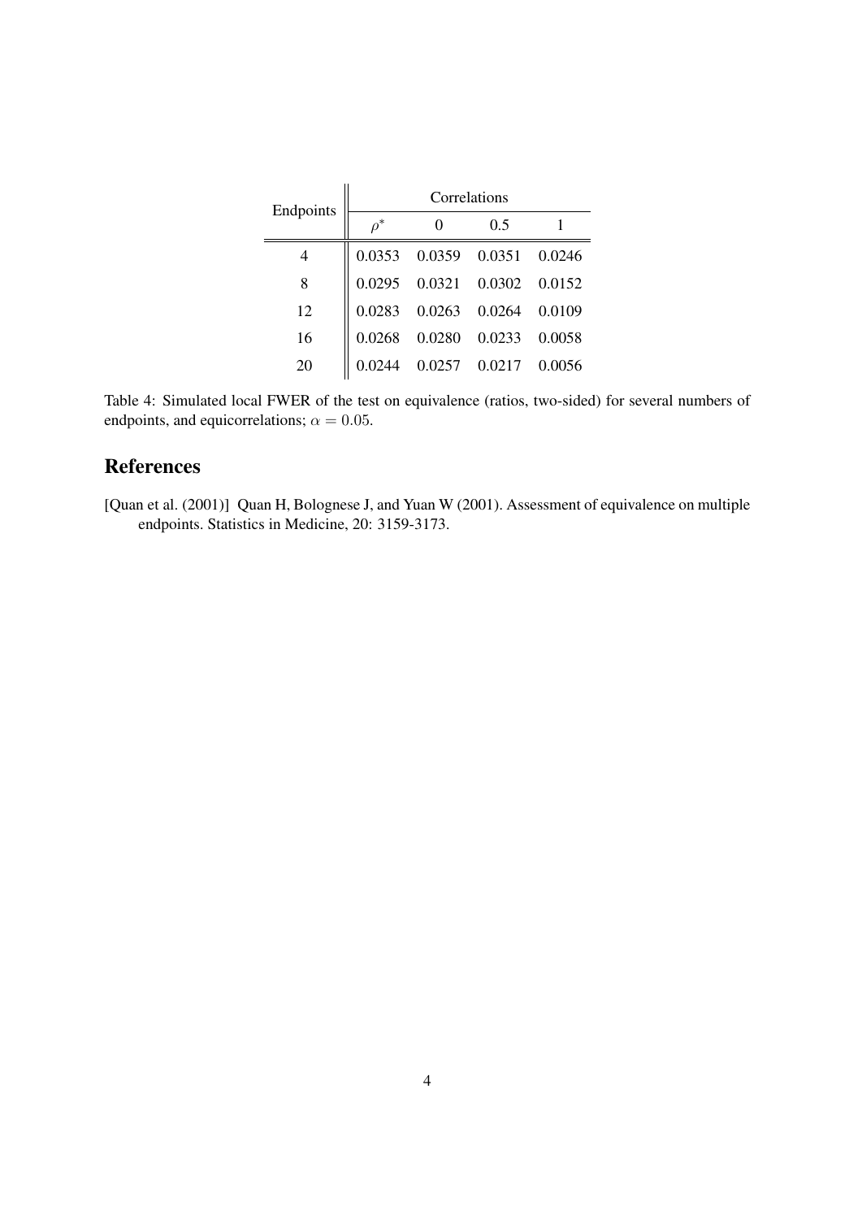| Endpoints | Correlations | | | |
|---|---|---|---|---|
| | $\rho^*$ | 0 | 0.5 | 1 |
| 4 | 0.0353 | 0.0359 | 0.0351 | 0.0246 |
| 8 | 0.0295 | 0.0321 | 0.0302 | 0.0152 |
| 12 | 0.0283 | 0.0263 | 0.0264 | 0.0109 |
| 16 | 0.0268 | 0.0280 | 0.0233 | 0.0058 |
| 20 | 0.0244 | 0.0257 | 0.0217 | 0.0056 |

Table 4: Simulated local FWER of the test on equivalence (ratios, two-sided) for several numbers of endpoints, and equicorrelations; $\alpha = 0.05$.

## References

[Quan et al. (2001)] Quan H, Bolognese J, and Yuan W (2001). Assessment of equivalence on multiple endpoints. Statistics in Medicine, 20: 3159-3173.